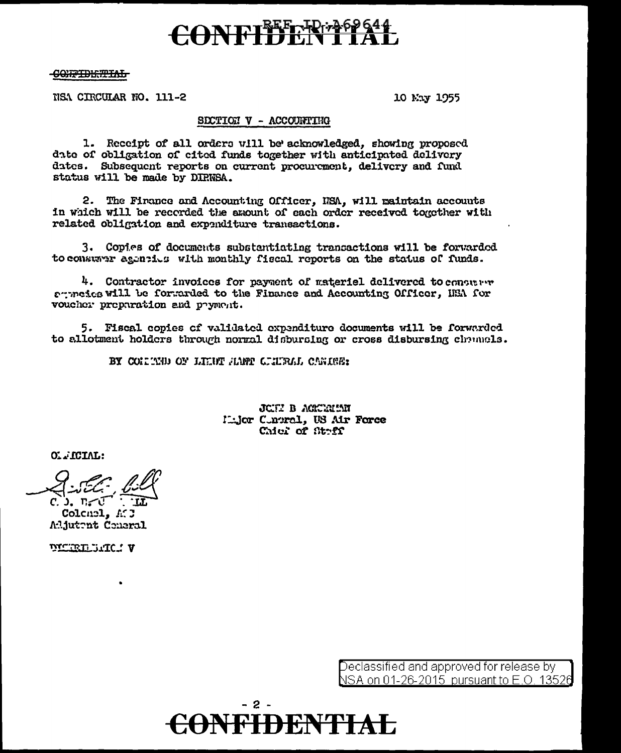CONFIDENTIAL

REF ID:A69644

CONFIDENTIAL

NSA CIRCULAR NO. 111-2

10 May 1955

SECTION V - ACCOUNTING

1. Receipt of all orders will be acknowledged, showing proposed date of obligation of cited funds together with anticipated delivery dates. Subsequent reports on current procurement, delivery and fund status will be made by DIRNSA.

2. The Finance and Accounting Officer, NSA, will maintain accounts in which will be recorded the amount of each order received together with related obligation and expenditure transactions.

3. Copies of documents substantiating transactions will be forwarded to consumer agencies with monthly fiscal reports on the status of funds.

4. Contractor invoices for payment of materiel delivered to consumer agencies will be forwarded to the Finance and Accounting Officer, NSA for voucher preparation and payment.

5. Fiscal copies of validated expenditure documents will be forwarded to allotment holders through normal disbursing or cross disbursing channels.

BY COMMAND OF LIEUTENANT GENERAL CANINE:

JOHN B ACKERMAN
Major General, US Air Force
Chief of Staff

OFFICIAL:

C. D. B... ...LL
Colonel, AGC
Adjutant General

DISTRIBUTION V

Declassified and approved for release by NSA on 01-26-2015 pursuant to E.O. 13526

CONFIDENTIAL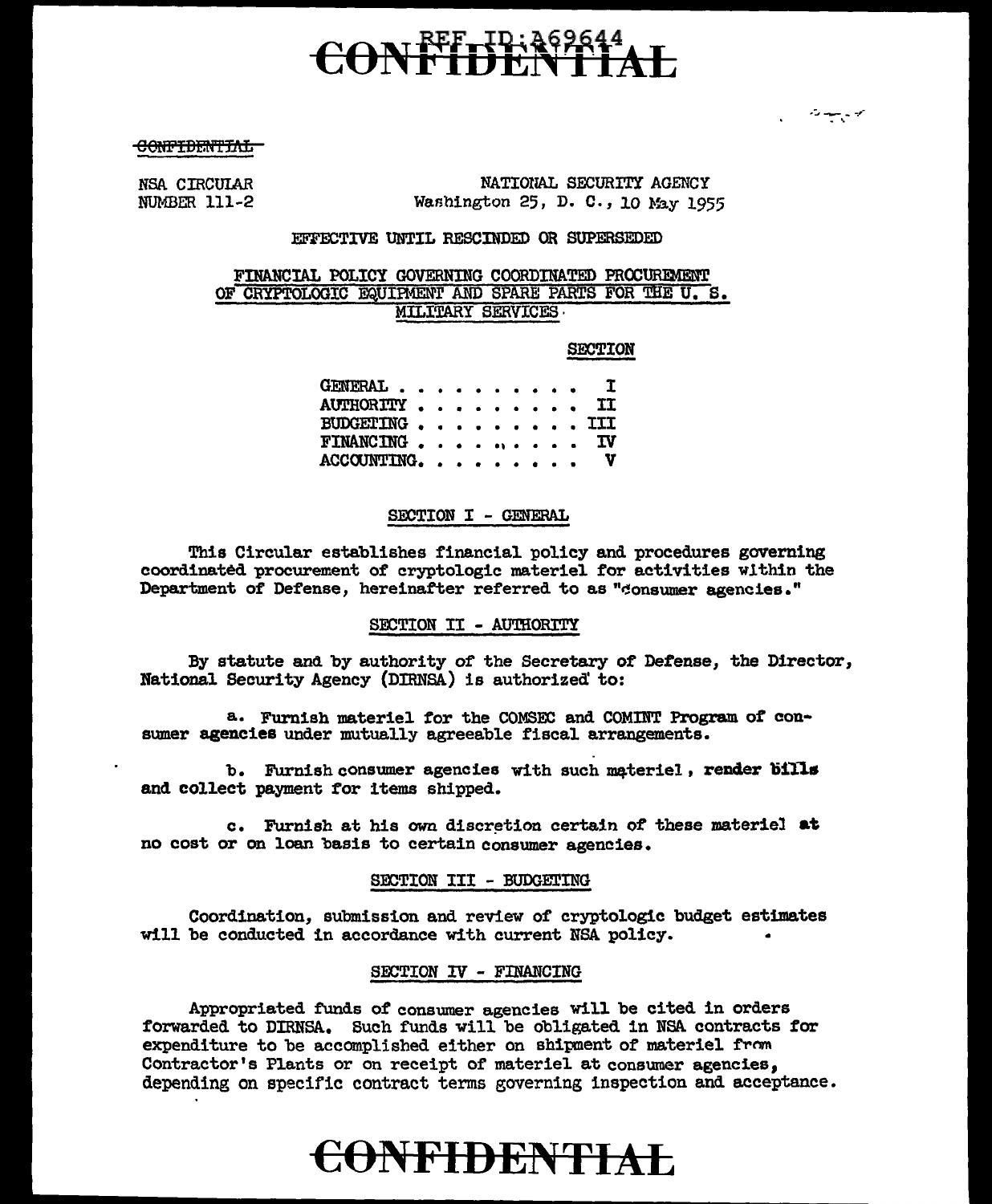CONFIDENTIAL

NSA CIRCULAR
NUMBER 111-2

NATIONAL SECURITY AGENCY
Washington 25, D. C., 10 May 1955

EFFECTIVE UNTIL RESCINDED OR SUPERSEDED

## FINANCIAL POLICY GOVERNING COORDINATED PROCUREMENT OF CRYPTOLOGIC EQUIPMENT AND SPARE PARTS FOR THE U. S. MILITARY SERVICES

| | SECTION |
|---|---|
| GENERAL | I |
| AUTHORITY | II |
| BUDGETING | III |
| FINANCING | IV |
| ACCOUNTING | V |

### SECTION I - GENERAL

This Circular establishes financial policy and procedures governing coordinated procurement of cryptologic materiel for activities within the Department of Defense, hereinafter referred to as "consumer agencies."

### SECTION II - AUTHORITY

By statute and by authority of the Secretary of Defense, the Director, National Security Agency (DIRNSA) is authorized to:

a. Furnish materiel for the COMSEC and COMINT Program of consumer agencies under mutually agreeable fiscal arrangements.

b. Furnish consumer agencies with such materiel, render bills and collect payment for items shipped.

c. Furnish at his own discretion certain of these materiel at no cost or on loan basis to certain consumer agencies.

### SECTION III - BUDGETING

Coordination, submission and review of cryptologic budget estimates will be conducted in accordance with current NSA policy.

### SECTION IV - FINANCING

Appropriated funds of consumer agencies will be cited in orders forwarded to DIRNSA. Such funds will be obligated in NSA contracts for expenditure to be accomplished either on shipment of materiel from Contractor's Plants or on receipt of materiel at consumer agencies, depending on specific contract terms governing inspection and acceptance.

CONFIDENTIAL